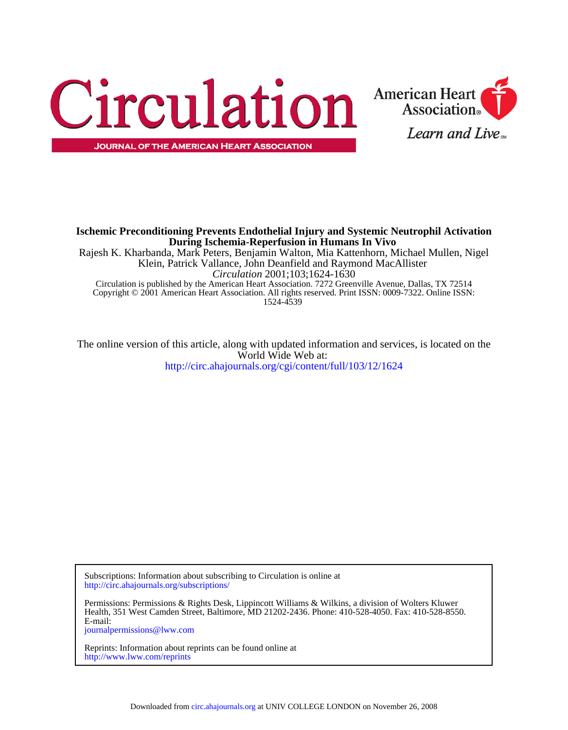# Circulation

JOURNAL OF THE AMERICAN HEART ASSOCIATION

American Heart Association

Learn and Live

**Ischemic Preconditioning Prevents Endothelial Injury and Systemic Neutrophil Activation During Ischemia-Reperfusion in Humans In Vivo**

Rajesh K. Kharbanda, Mark Peters, Benjamin Walton, Mia Kattenhorn, Michael Mullen, Nigel Klein, Patrick Vallance, John Deanfield and Raymond MacAllister

*Circulation* 2001;103;1624-1630

Circulation is published by the American Heart Association. 7272 Greenville Avenue, Dallas, TX 72514

Copyright © 2001 American Heart Association. All rights reserved. Print ISSN: 0009-7322. Online ISSN: 1524-4539

The online version of this article, along with updated information and services, is located on the World Wide Web at:

http://circ.ahajournals.org/cgi/content/full/103/12/1624

Subscriptions: Information about subscribing to Circulation is online at
http://circ.ahajournals.org/subscriptions/

Permissions: Permissions & Rights Desk, Lippincott Williams & Wilkins, a division of Wolters Kluwer Health, 351 West Camden Street, Baltimore, MD 21202-2436. Phone: 410-528-4050. Fax: 410-528-8550. E-mail:
journalpermissions@lww.com

Reprints: Information about reprints can be found online at
http://www.lww.com/reprints

Downloaded from circ.ahajournals.org at UNIV COLLEGE LONDON on November 26, 2008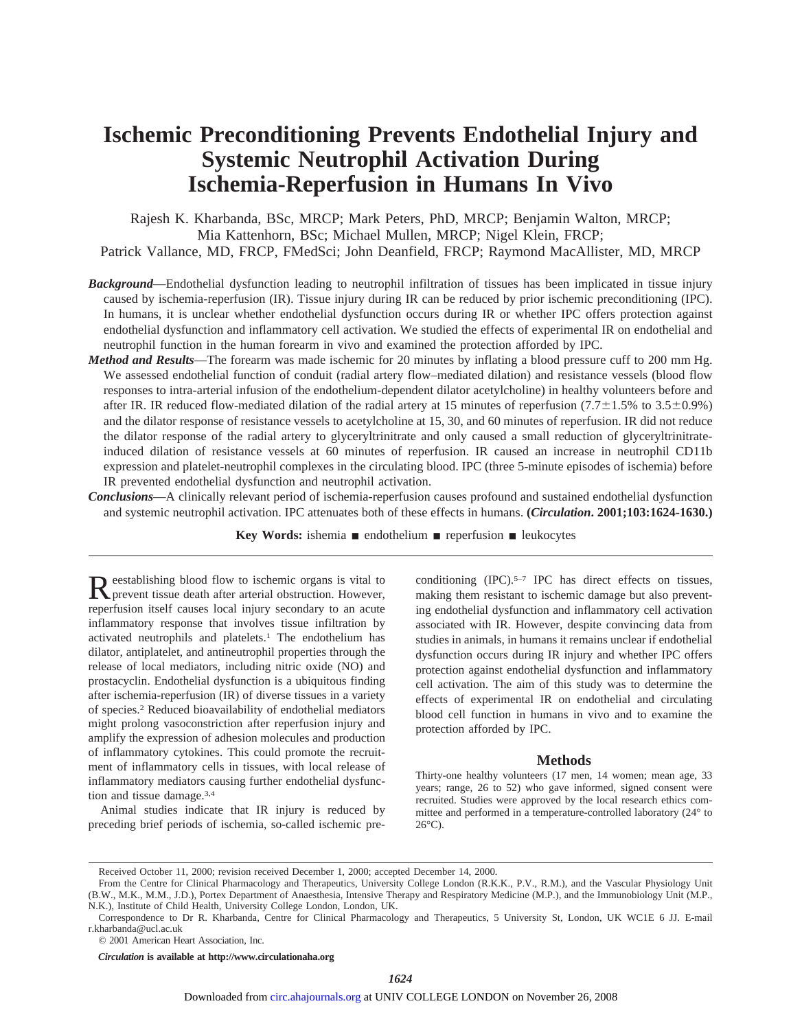# Ischemic Preconditioning Prevents Endothelial Injury and Systemic Neutrophil Activation During Ischemia-Reperfusion in Humans In Vivo

Rajesh K. Kharbanda, BSc, MRCP; Mark Peters, PhD, MRCP; Benjamin Walton, MRCP; Mia Kattenhorn, BSc; Michael Mullen, MRCP; Nigel Klein, FRCP; Patrick Vallance, MD, FRCP, FMedSci; John Deanfield, FRCP; Raymond MacAllister, MD, MRCP

***Background*****—**Endothelial dysfunction leading to neutrophil infiltration of tissues has been implicated in tissue injury caused by ischemia-reperfusion (IR). Tissue injury during IR can be reduced by prior ischemic preconditioning (IPC). In humans, it is unclear whether endothelial dysfunction occurs during IR or whether IPC offers protection against endothelial dysfunction and inflammatory cell activation. We studied the effects of experimental IR on endothelial and neutrophil function in the human forearm in vivo and examined the protection afforded by IPC.

***Method and Results*****—**The forearm was made ischemic for 20 minutes by inflating a blood pressure cuff to 200 mm Hg. We assessed endothelial function of conduit (radial artery flow–mediated dilation) and resistance vessels (blood flow responses to intra-arterial infusion of the endothelium-dependent dilator acetylcholine) in healthy volunteers before and after IR. IR reduced flow-mediated dilation of the radial artery at 15 minutes of reperfusion (7.7±1.5% to 3.5±0.9%) and the dilator response of resistance vessels to acetylcholine at 15, 30, and 60 minutes of reperfusion. IR did not reduce the dilator response of the radial artery to glyceryltrinitrate and only caused a small reduction of glyceryltrinitrate-induced dilation of resistance vessels at 60 minutes of reperfusion. IR caused an increase in neutrophil CD11b expression and platelet-neutrophil complexes in the circulating blood. IPC (three 5-minute episodes of ischemia) before IR prevented endothelial dysfunction and neutrophil activation.

***Conclusions*****—**A clinically relevant period of ischemia-reperfusion causes profound and sustained endothelial dysfunction and systemic neutrophil activation. IPC attenuates both of these effects in humans. **(*Circulation*. 2001;103:1624-1630.)**

**Key Words:** ishemia ■ endothelium ■ reperfusion ■ leukocytes

Reestablishing blood flow to ischemic organs is vital to prevent tissue death after arterial obstruction. However, reperfusion itself causes local injury secondary to an acute inflammatory response that involves tissue infiltration by activated neutrophils and platelets.[1] The endothelium has dilator, antiplatelet, and antineutrophil properties through the release of local mediators, including nitric oxide (NO) and prostacyclin. Endothelial dysfunction is a ubiquitous finding after ischemia-reperfusion (IR) of diverse tissues in a variety of species.[2] Reduced bioavailability of endothelial mediators might prolong vasoconstriction after reperfusion injury and amplify the expression of adhesion molecules and production of inflammatory cytokines. This could promote the recruitment of inflammatory cells in tissues, with local release of inflammatory mediators causing further endothelial dysfunction and tissue damage.[3,4]

Animal studies indicate that IR injury is reduced by preceding brief periods of ischemia, so-called ischemic preconditioning (IPC).[5–7] IPC has direct effects on tissues, making them resistant to ischemic damage but also preventing endothelial dysfunction and inflammatory cell activation associated with IR. However, despite convincing data from studies in animals, in humans it remains unclear if endothelial dysfunction occurs during IR injury and whether IPC offers protection against endothelial dysfunction and inflammatory cell activation. The aim of this study was to determine the effects of experimental IR on endothelial and circulating blood cell function in humans in vivo and to examine the protection afforded by IPC.

## Methods

Thirty-one healthy volunteers (17 men, 14 women; mean age, 33 years; range, 26 to 52) who gave informed, signed consent were recruited. Studies were approved by the local research ethics committee and performed in a temperature-controlled laboratory (24° to 26°C).

Received October 11, 2000; revision received December 1, 2000; accepted December 14, 2000.

From the Centre for Clinical Pharmacology and Therapeutics, University College London (R.K.K., P.V., R.M.), and the Vascular Physiology Unit (B.W., M.K., M.M., J.D.), Portex Department of Anaesthesia, Intensive Therapy and Respiratory Medicine (M.P.), and the Immunobiology Unit (M.P., N.K.), Institute of Child Health, University College London, London, UK.

Correspondence to Dr R. Kharbanda, Centre for Clinical Pharmacology and Therapeutics, 5 University St, London, UK WC1E 6 JJ. E-mail r.kharbanda@ucl.ac.uk

© 2001 American Heart Association, Inc.

***Circulation*** **is available at http://www.circulationaha.org**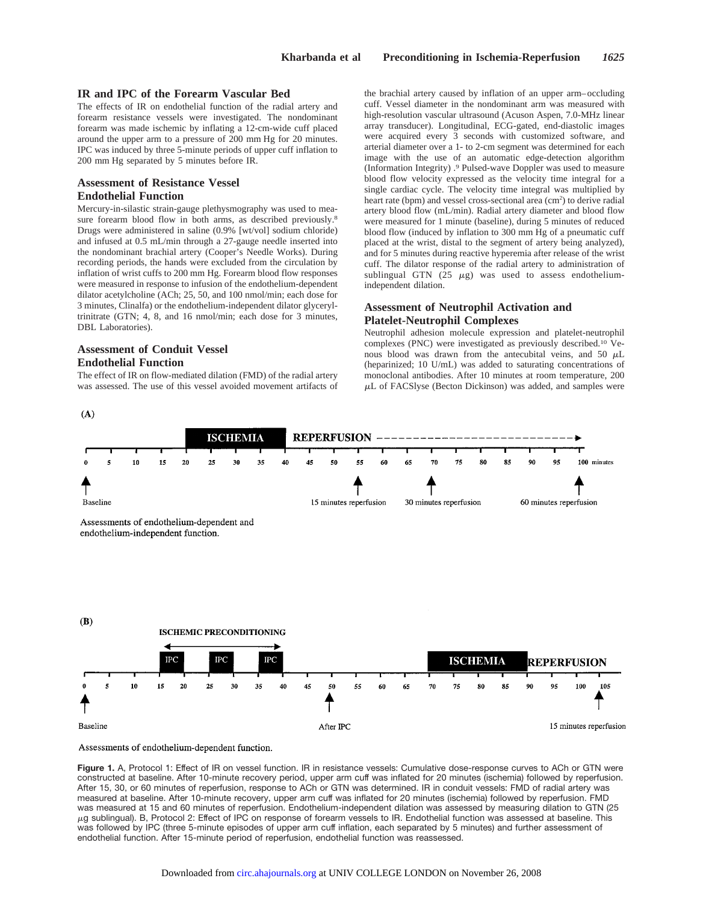### IR and IPC of the Forearm Vascular Bed

The effects of IR on endothelial function of the radial artery and forearm resistance vessels were investigated. The nondominant forearm was made ischemic by inflating a 12-cm-wide cuff placed around the upper arm to a pressure of 200 mm Hg for 20 minutes. IPC was induced by three 5-minute periods of upper cuff inflation to 200 mm Hg separated by 5 minutes before IR.

### Assessment of Resistance Vessel Endothelial Function

Mercury-in-silastic strain-gauge plethysmography was used to measure forearm blood flow in both arms, as described previously.[8] Drugs were administered in saline (0.9% [wt/vol] sodium chloride) and infused at 0.5 mL/min through a 27-gauge needle inserted into the nondominant brachial artery (Cooper's Needle Works). During recording periods, the hands were excluded from the circulation by inflation of wrist cuffs to 200 mm Hg. Forearm blood flow responses were measured in response to infusion of the endothelium-dependent dilator acetylcholine (ACh; 25, 50, and 100 nmol/min; each dose for 3 minutes, Clinalfa) or the endothelium-independent dilator glyceryl-trinitrate (GTN; 4, 8, and 16 nmol/min; each dose for 3 minutes, DBL Laboratories).

### Assessment of Conduit Vessel Endothelial Function

The effect of IR on flow-mediated dilation (FMD) of the radial artery was assessed. The use of this vessel avoided movement artifacts of the brachial artery caused by inflation of an upper arm–occluding cuff. Vessel diameter in the nondominant arm was measured with high-resolution vascular ultrasound (Acuson Aspen, 7.0-MHz linear array transducer). Longitudinal, ECG-gated, end-diastolic images were acquired every 3 seconds with customized software, and arterial diameter over a 1- to 2-cm segment was determined for each image with the use of an automatic edge-detection algorithm (Information Integrity).[9] Pulsed-wave Doppler was used to measure blood flow velocity expressed as the velocity time integral for a single cardiac cycle. The velocity time integral was multiplied by heart rate (bpm) and vessel cross-sectional area ($cm^2$) to derive radial artery blood flow (mL/min). Radial artery diameter and blood flow were measured for 1 minute (baseline), during 5 minutes of reduced blood flow (induced by inflation to 300 mm Hg of a pneumatic cuff placed at the wrist, distal to the segment of artery being analyzed), and for 5 minutes during reactive hyperemia after release of the wrist cuff. The dilator response of the radial artery to administration of sublingual GTN (25 $\mu$g) was used to assess endothelium-independent dilation.

### Assessment of Neutrophil Activation and Platelet-Neutrophil Complexes

Neutrophil adhesion molecule expression and platelet-neutrophil complexes (PNC) were investigated as previously described.[10] Venous blood was drawn from the antecubital veins, and 50 $\mu$L (heparinized; 10 U/mL) was added to saturating concentrations of monoclonal antibodies. After 10 minutes at room temperature, 200 $\mu$L of FACSlyse (Becton Dickinson) was added, and samples were

(A)

ISCHEMIA (20–40 minutes) — REPERFUSION

0 5 10 15 20 25 30 35 40 45 50 55 60 65 70 75 80 85 90 95 100 minutes

Baseline — 15 minutes reperfusion — 30 minutes reperfusion — 60 minutes reperfusion

Assessments of endothelium-dependent and endothelium-independent function.

(B)

ISCHEMIC PRECONDITIONING: IPC IPC IPC — ISCHEMIA — REPERFUSION

0 5 10 15 20 25 30 35 40 45 50 55 60 65 70 75 80 85 90 95 100 105

Baseline — After IPC — 15 minutes reperfusion

Assessments of endothelium-dependent function.

**Figure 1.** A, Protocol 1: Effect of IR on vessel function. IR in resistance vessels: Cumulative dose-response curves to ACh or GTN were constructed at baseline. After 10-minute recovery period, upper arm cuff was inflated for 20 minutes (ischemia) followed by reperfusion. After 15, 30, or 60 minutes of reperfusion, response to ACh or GTN was determined. IR in conduit vessels: FMD of radial artery was measured at baseline. After 10-minute recovery, upper arm cuff was inflated for 20 minutes (ischemia) followed by reperfusion. FMD was measured at 15 and 60 minutes of reperfusion. Endothelium-independent dilation was assessed by measuring dilation to GTN (25 $\mu$g sublingual). B, Protocol 2: Effect of IPC on response of forearm vessels to IR. Endothelial function was assessed at baseline. This was followed by IPC (three 5-minute episodes of upper arm cuff inflation, each separated by 5 minutes) and further assessment of endothelial function. After 15-minute period of reperfusion, endothelial function was reassessed.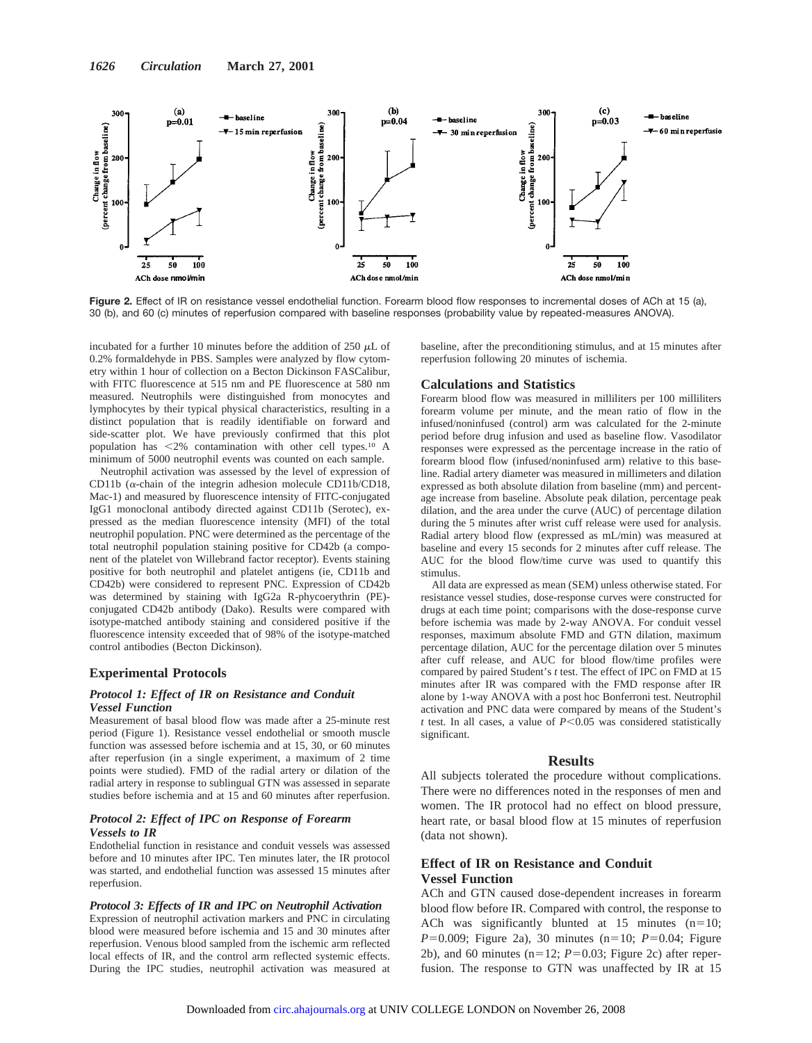**Figure 2.** Effect of IR on resistance vessel endothelial function. Forearm blood flow responses to incremental doses of ACh at 15 (a), 30 (b), and 60 (c) minutes of reperfusion compared with baseline responses (probability value by repeated-measures ANOVA).

incubated for a further 10 minutes before the addition of 250 $\mu$L of 0.2% formaldehyde in PBS. Samples were analyzed by flow cytometry within 1 hour of collection on a Becton Dickinson FASCalibur, with FITC fluorescence at 515 nm and PE fluorescence at 580 nm measured. Neutrophils were distinguished from monocytes and lymphocytes by their typical physical characteristics, resulting in a distinct population that is readily identifiable on forward and side-scatter plot. We have previously confirmed that this plot population has <2% contamination with other cell types.[10] A minimum of 5000 neutrophil events was counted on each sample.

Neutrophil activation was assessed by the level of expression of CD11b ($\alpha$-chain of the integrin adhesion molecule CD11b/CD18, Mac-1) and measured by fluorescence intensity of FITC-conjugated IgG1 monoclonal antibody directed against CD11b (Serotec), expressed as the median fluorescence intensity (MFI) of the total neutrophil population. PNC were determined as the percentage of the total neutrophil population staining positive for CD42b (a component of the platelet von Willebrand factor receptor). Events staining positive for both neutrophil and platelet antigens (ie, CD11b and CD42b) were considered to represent PNC. Expression of CD42b was determined by staining with IgG2a R-phycoerythrin (PE)-conjugated CD42b antibody (Dako). Results were compared with isotype-matched antibody staining and considered positive if the fluorescence intensity exceeded that of 98% of the isotype-matched control antibodies (Becton Dickinson).

## Experimental Protocols

### *Protocol 1: Effect of IR on Resistance and Conduit Vessel Function*

Measurement of basal blood flow was made after a 25-minute rest period (Figure 1). Resistance vessel endothelial or smooth muscle function was assessed before ischemia and at 15, 30, or 60 minutes after reperfusion (in a single experiment, a maximum of 2 time points were studied). FMD of the radial artery or dilation of the radial artery in response to sublingual GTN was assessed in separate studies before ischemia and at 15 and 60 minutes after reperfusion.

### *Protocol 2: Effect of IPC on Response of Forearm Vessels to IR*

Endothelial function in resistance and conduit vessels was assessed before and 10 minutes after IPC. Ten minutes later, the IR protocol was started, and endothelial function was assessed 15 minutes after reperfusion.

### *Protocol 3: Effects of IR and IPC on Neutrophil Activation*

Expression of neutrophil activation markers and PNC in circulating blood were measured before ischemia and 15 and 30 minutes after reperfusion. Venous blood sampled from the ischemic arm reflected local effects of IR, and the control arm reflected systemic effects. During the IPC studies, neutrophil activation was measured at baseline, after the preconditioning stimulus, and at 15 minutes after reperfusion following 20 minutes of ischemia.

## Calculations and Statistics

Forearm blood flow was measured in milliliters per 100 milliliters forearm volume per minute, and the mean ratio of flow in the infused/noninfused (control) arm was calculated for the 2-minute period before drug infusion and used as baseline flow. Vasodilator responses were expressed as the percentage increase in the ratio of forearm blood flow (infused/noninfused arm) relative to this baseline. Radial artery diameter was measured in millimeters and dilation expressed as both absolute dilation from baseline (mm) and percentage increase from baseline. Absolute peak dilation, percentage peak dilation, and the area under the curve (AUC) of percentage dilation during the 5 minutes after wrist cuff release were used for analysis. Radial artery blood flow (expressed as mL/min) was measured at baseline and every 15 seconds for 2 minutes after cuff release. The AUC for the blood flow/time curve was used to quantify this stimulus.

All data are expressed as mean (SEM) unless otherwise stated. For resistance vessel studies, dose-response curves were constructed for drugs at each time point; comparisons with the dose-response curve before ischemia was made by 2-way ANOVA. For conduit vessel responses, maximum absolute FMD and GTN dilation, maximum percentage dilation, AUC for the percentage dilation over 5 minutes after cuff release, and AUC for blood flow/time profiles were compared by paired Student's *t* test. The effect of IPC on FMD at 15 minutes after IR was compared with the FMD response after IR alone by 1-way ANOVA with a post hoc Bonferroni test. Neutrophil activation and PNC data were compared by means of the Student's *t* test. In all cases, a value of $P<0.05$ was considered statistically significant.

## Results

All subjects tolerated the procedure without complications. There were no differences noted in the responses of men and women. The IR protocol had no effect on blood pressure, heart rate, or basal blood flow at 15 minutes of reperfusion (data not shown).

## Effect of IR on Resistance and Conduit Vessel Function

ACh and GTN caused dose-dependent increases in forearm blood flow before IR. Compared with control, the response to ACh was significantly blunted at 15 minutes ($n=10$; $P=0.009$; Figure 2a), 30 minutes ($n=10$; $P=0.04$; Figure 2b), and 60 minutes ($n=12$; $P=0.03$; Figure 2c) after reperfusion. The response to GTN was unaffected by IR at 15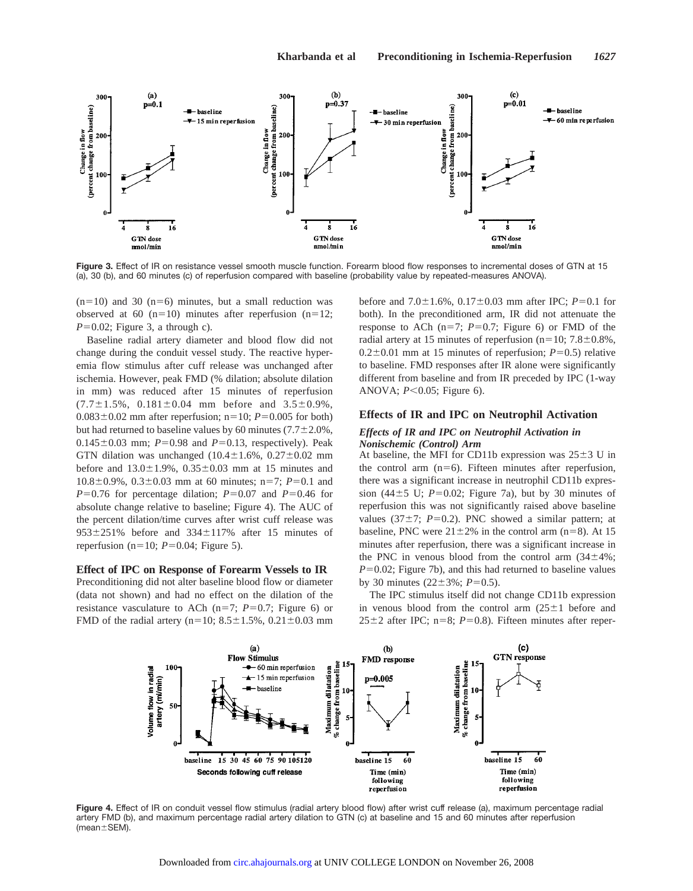**Figure 3.** Effect of IR on resistance vessel smooth muscle function. Forearm blood flow responses to incremental doses of GTN at 15 (a), 30 (b), and 60 minutes (c) of reperfusion compared with baseline (probability value by repeated-measures ANOVA).

(n=10) and 30 (n=6) minutes, but a small reduction was observed at 60 (n=10) minutes after reperfusion (n=12; $P$=0.02; Figure 3, a through c).

Baseline radial artery diameter and blood flow did not change during the conduit vessel study. The reactive hyperemia flow stimulus after cuff release was unchanged after ischemia. However, peak FMD (% dilation; absolute dilation in mm) was reduced after 15 minutes of reperfusion (7.7±1.5%, 0.181±0.04 mm before and 3.5±0.9%, 0.083±0.02 mm after reperfusion; n=10; $P$=0.005 for both) but had returned to baseline values by 60 minutes (7.7±2.0%, 0.145±0.03 mm; $P$=0.98 and $P$=0.13, respectively). Peak GTN dilation was unchanged (10.4±1.6%, 0.27±0.02 mm before and 13.0±1.9%, 0.35±0.03 mm at 15 minutes and 10.8±0.9%, 0.3±0.03 mm at 60 minutes; n=7; $P$=0.1 and $P$=0.76 for percentage dilation; $P$=0.07 and $P$=0.46 for absolute change relative to baseline; Figure 4). The AUC of the percent dilation/time curves after wrist cuff release was 953±251% before and 334±117% after 15 minutes of reperfusion (n=10; $P$=0.04; Figure 5).

### Effect of IPC on Response of Forearm Vessels to IR

Preconditioning did not alter baseline blood flow or diameter (data not shown) and had no effect on the dilation of the resistance vasculature to ACh (n=7; $P$=0.7; Figure 6) or FMD of the radial artery (n=10; 8.5±1.5%, 0.21±0.03 mm before and 7.0±1.6%, 0.17±0.03 mm after IPC; $P$=0.1 for both). In the preconditioned arm, IR did not attenuate the response to ACh (n=7; $P$=0.7; Figure 6) or FMD of the radial artery at 15 minutes of reperfusion (n=10; 7.8±0.8%, 0.2±0.01 mm at 15 minutes of reperfusion; $P$=0.5) relative to baseline. FMD responses after IR alone were significantly different from baseline and from IR preceded by IPC (1-way ANOVA; $P$<0.05; Figure 6).

## Effects of IR and IPC on Neutrophil Activation

### *Effects of IR and IPC on Neutrophil Activation in Nonischemic (Control) Arm*

At baseline, the MFI for CD11b expression was 25±3 U in the control arm (n=6). Fifteen minutes after reperfusion, there was a significant increase in neutrophil CD11b expression (44±5 U; $P$=0.02; Figure 7a), but by 30 minutes of reperfusion this was not significantly raised above baseline values (37±7; $P$=0.2). PNC showed a similar pattern; at baseline, PNC were 21±2% in the control arm (n=8). At 15 minutes after reperfusion, there was a significant increase in the PNC in venous blood from the control arm (34±4%; $P$=0.02; Figure 7b), and this had returned to baseline values by 30 minutes (22±3%; $P$=0.5).

The IPC stimulus itself did not change CD11b expression in venous blood from the control arm (25±1 before and 25±2 after IPC; n=8; $P$=0.8). Fifteen minutes after reper-

**Figure 4.** Effect of IR on conduit vessel flow stimulus (radial artery blood flow) after wrist cuff release (a), maximum percentage radial artery FMD (b), and maximum percentage radial artery dilation to GTN (c) at baseline and 15 and 60 minutes after reperfusion (mean±SEM).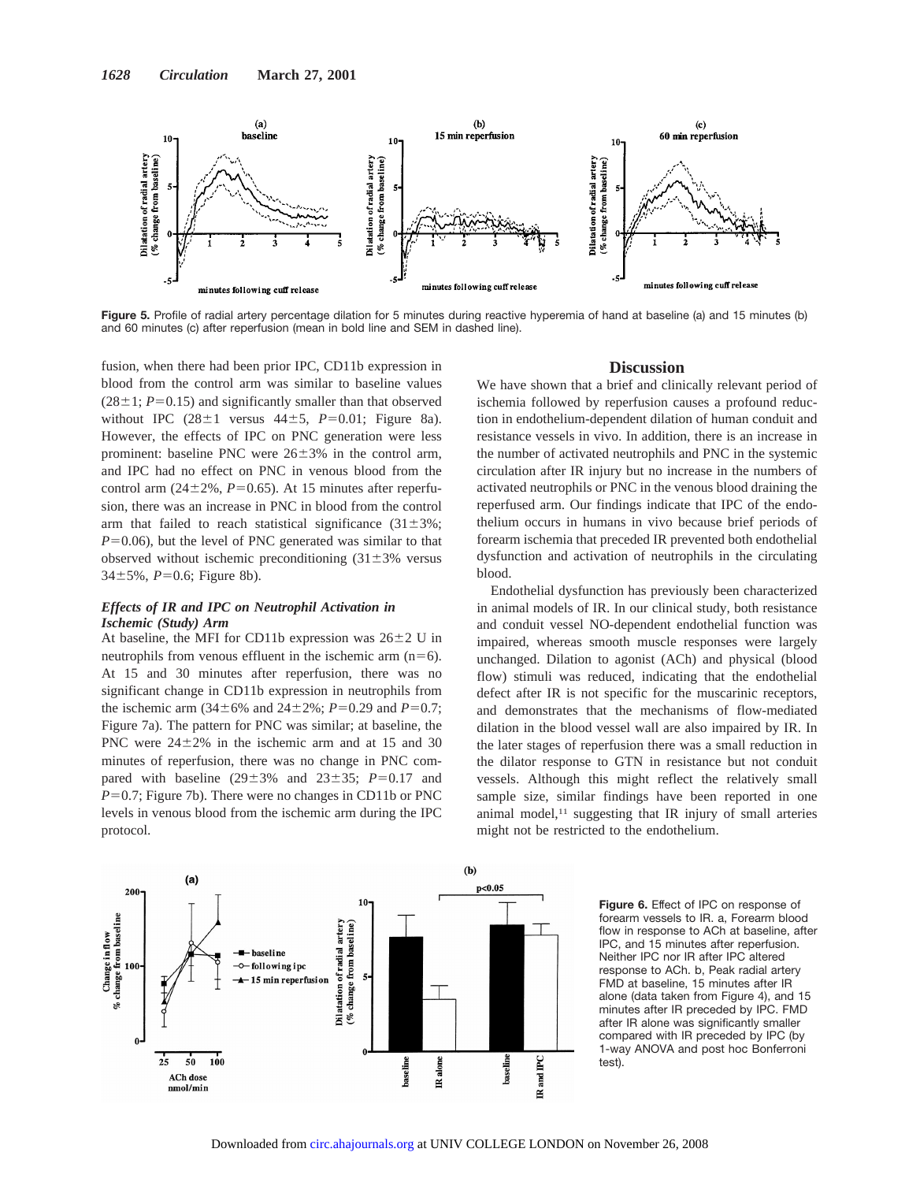Figure 5. Profile of radial artery percentage dilation for 5 minutes during reactive hyperemia of hand at baseline (a) and 15 minutes (b) and 60 minutes (c) after reperfusion (mean in bold line and SEM in dashed line).

fusion, when there had been prior IPC, CD11b expression in blood from the control arm was similar to baseline values (28±1; $P=0.15$) and significantly smaller than that observed without IPC (28±1 versus 44±5, $P=0.01$; Figure 8a). However, the effects of IPC on PNC generation were less prominent: baseline PNC were 26±3% in the control arm, and IPC had no effect on PNC in venous blood from the control arm (24±2%, $P=0.65$). At 15 minutes after reperfusion, there was an increase in PNC in blood from the control arm that failed to reach statistical significance (31±3%; $P=0.06$), but the level of PNC generated was similar to that observed without ischemic preconditioning (31±3% versus 34±5%, $P=0.6$; Figure 8b).

### *Effects of IR and IPC on Neutrophil Activation in Ischemic (Study) Arm*

At baseline, the MFI for CD11b expression was 26±2 U in neutrophils from venous effluent in the ischemic arm (n=6). At 15 and 30 minutes after reperfusion, there was no significant change in CD11b expression in neutrophils from the ischemic arm (34±6% and 24±2%; $P=0.29$ and $P=0.7$; Figure 7a). The pattern for PNC was similar; at baseline, the PNC were 24±2% in the ischemic arm and at 15 and 30 minutes of reperfusion, there was no change in PNC compared with baseline (29±3% and 23±35; $P=0.17$ and $P=0.7$; Figure 7b). There were no changes in CD11b or PNC levels in venous blood from the ischemic arm during the IPC protocol.

## Discussion

We have shown that a brief and clinically relevant period of ischemia followed by reperfusion causes a profound reduction in endothelium-dependent dilation of human conduit and resistance vessels in vivo. In addition, there is an increase in the number of activated neutrophils and PNC in the systemic circulation after IR injury but no increase in the numbers of activated neutrophils or PNC in the venous blood draining the reperfused arm. Our findings indicate that IPC of the endothelium occurs in humans in vivo because brief periods of forearm ischemia that preceded IR prevented both endothelial dysfunction and activation of neutrophils in the circulating blood.

Endothelial dysfunction has previously been characterized in animal models of IR. In our clinical study, both resistance and conduit vessel NO-dependent endothelial function was impaired, whereas smooth muscle responses were largely unchanged. Dilation to agonist (ACh) and physical (blood flow) stimuli was reduced, indicating that the endothelial defect after IR is not specific for the muscarinic receptors, and demonstrates that the mechanisms of flow-mediated dilation in the blood vessel wall are also impaired by IR. In the later stages of reperfusion there was a small reduction in the dilator response to GTN in resistance but not conduit vessels. Although this might reflect the relatively small sample size, similar findings have been reported in one animal model,[11] suggesting that IR injury of small arteries might not be restricted to the endothelium.

Figure 6. Effect of IPC on response of forearm vessels to IR. a, Forearm blood flow in response to ACh at baseline, after IPC, and 15 minutes after reperfusion. Neither IPC nor IR after IPC altered response to ACh. b, Peak radial artery FMD at baseline, 15 minutes after IR alone (data taken from Figure 4), and 15 minutes after IR preceded by IPC. FMD after IR alone was significantly smaller compared with IR preceded by IPC (by 1-way ANOVA and post hoc Bonferroni test).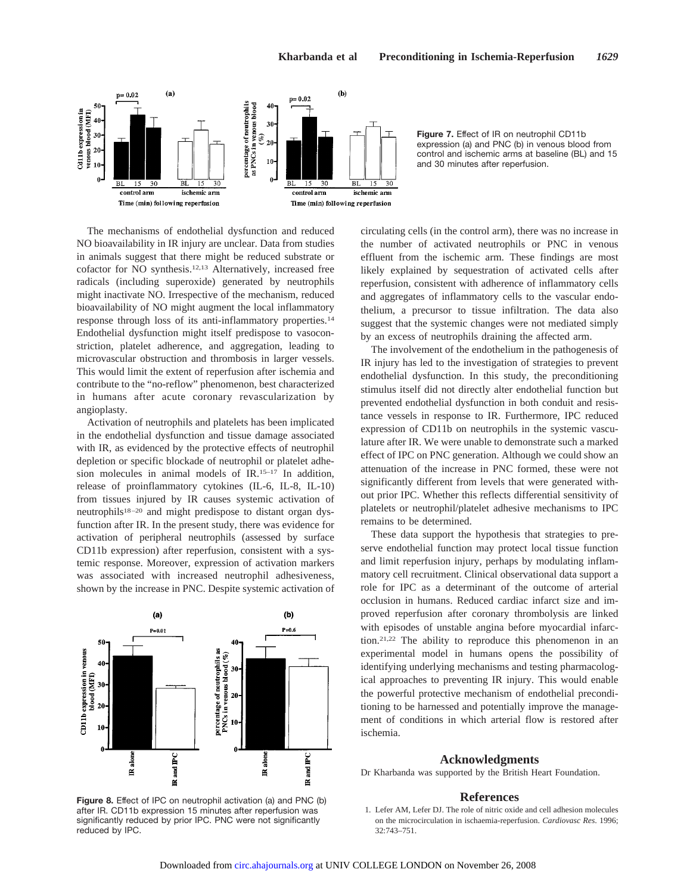(a)

p= 0.02

Cd11b expression in venous blood (MFI)

50
40
30
20
10
0

BL 15 30 BL 15 30

control arm ischemic arm

Time (min) following reperfusion

(b)

p= 0.02

percentage of neutrophils as PNCs in venous blood (%)

40
30
20
10
0

BL 15 30 BL 15 30

control arm ischemic arm

Time (min) following reperfusion

**Figure 7.** Effect of IR on neutrophil CD11b expression (a) and PNC (b) in venous blood from control and ischemic arms at baseline (BL) and 15 and 30 minutes after reperfusion.

The mechanisms of endothelial dysfunction and reduced NO bioavailability in IR injury are unclear. Data from studies in animals suggest that there might be reduced substrate or cofactor for NO synthesis.[12,13] Alternatively, increased free radicals (including superoxide) generated by neutrophils might inactivate NO. Irrespective of the mechanism, reduced bioavailability of NO might augment the local inflammatory response through loss of its anti-inflammatory properties.[14] Endothelial dysfunction might itself predispose to vasoconstriction, platelet adherence, and aggregation, leading to microvascular obstruction and thrombosis in larger vessels. This would limit the extent of reperfusion after ischemia and contribute to the "no-reflow" phenomenon, best characterized in humans after acute coronary revascularization by angioplasty.

Activation of neutrophils and platelets has been implicated in the endothelial dysfunction and tissue damage associated with IR, as evidenced by the protective effects of neutrophil depletion or specific blockade of neutrophil or platelet adhesion molecules in animal models of IR.[15–17] In addition, release of proinflammatory cytokines (IL-6, IL-8, IL-10) from tissues injured by IR causes systemic activation of neutrophils[18–20] and might predispose to distant organ dysfunction after IR. In the present study, there was evidence for activation of peripheral neutrophils (assessed by surface CD11b expression) after reperfusion, consistent with a systemic response. Moreover, expression of activation markers was associated with increased neutrophil adhesiveness, shown by the increase in PNC. Despite systemic activation of circulating cells (in the control arm), there was no increase in the number of activated neutrophils or PNC in venous effluent from the ischemic arm. These findings are most likely explained by sequestration of activated cells after reperfusion, consistent with adherence of inflammatory cells and aggregates of inflammatory cells to the vascular endothelium, a precursor to tissue infiltration. The data also suggest that the systemic changes were not mediated simply by an excess of neutrophils draining the affected arm.

The involvement of the endothelium in the pathogenesis of IR injury has led to the investigation of strategies to prevent endothelial dysfunction. In this study, the preconditioning stimulus itself did not directly alter endothelial function but prevented endothelial dysfunction in both conduit and resistance vessels in response to IR. Furthermore, IPC reduced expression of CD11b on neutrophils in the systemic vasculature after IR. We were unable to demonstrate such a marked effect of IPC on PNC generation. Although we could show an attenuation of the increase in PNC formed, these were not significantly different from levels that were generated without prior IPC. Whether this reflects differential sensitivity of platelets or neutrophil/platelet adhesive mechanisms to IPC remains to be determined.

These data support the hypothesis that strategies to preserve endothelial function may protect local tissue function and limit reperfusion injury, perhaps by modulating inflammatory cell recruitment. Clinical observational data support a role for IPC as a determinant of the outcome of arterial occlusion in humans. Reduced cardiac infarct size and improved reperfusion after coronary thrombolysis are linked with episodes of unstable angina before myocardial infarction.[21,22] The ability to reproduce this phenomenon in an experimental model in humans opens the possibility of identifying underlying mechanisms and testing pharmacological approaches to preventing IR injury. This would enable the powerful protective mechanism of endothelial preconditioning to be harnessed and potentially improve the management of conditions in which arterial flow is restored after ischemia.

(a)

P=0.01

CD11b expression in venous blood (MFI)

50
40
30
20
10
0

IR alone IR and IPC

(b)

P=0.6

percentage of neutrophils as PNCs in venous blood (%)

40
30
20
10
0

IR alone IR and IPC

**Figure 8.** Effect of IPC on neutrophil activation (a) and PNC (b) after IR. CD11b expression 15 minutes after reperfusion was significantly reduced by prior IPC. PNC were not significantly reduced by IPC.

## Acknowledgments

Dr Kharbanda was supported by the British Heart Foundation.

## References

1. Lefer AM, Lefer DJ. The role of nitric oxide and cell adhesion molecules on the microcirculation in ischaemia-reperfusion. *Cardiovasc Res.* 1996; 32:743–751.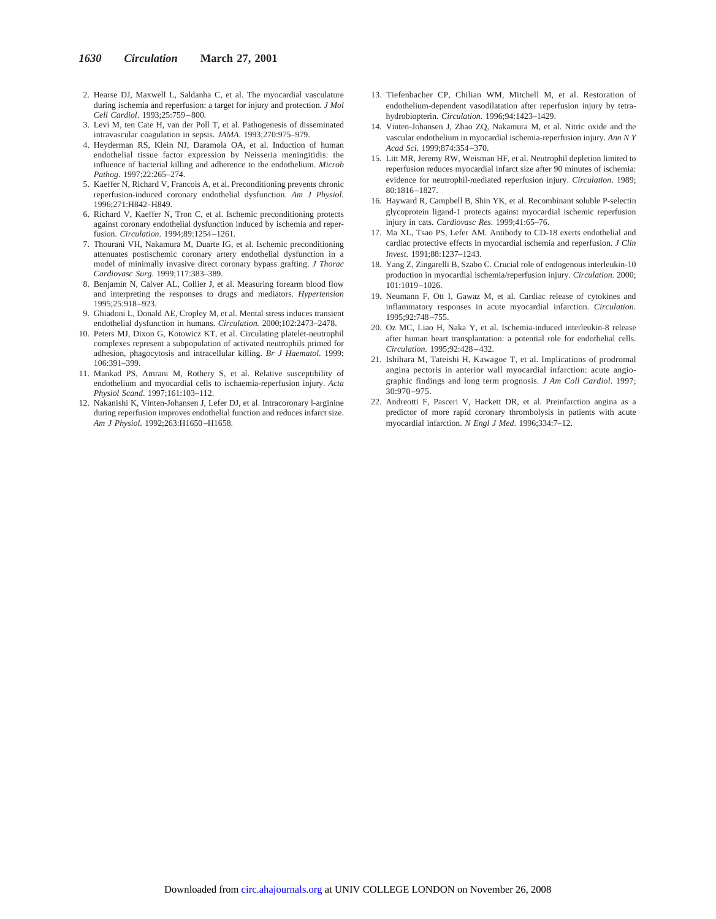2. Hearse DJ, Maxwell L, Saldanha C, et al. The myocardial vasculature during ischemia and reperfusion: a target for injury and protection. *J Mol Cell Cardiol*. 1993;25:759–800.
3. Levi M, ten Cate H, van der Poll T, et al. Pathogenesis of disseminated intravascular coagulation in sepsis. *JAMA*. 1993;270:975–979.
4. Heyderman RS, Klein NJ, Daramola OA, et al. Induction of human endothelial tissue factor expression by Neisseria meningitidis: the influence of bacterial killing and adherence to the endothelium. *Microb Pathog*. 1997;22:265–274.
5. Kaeffer N, Richard V, Francois A, et al. Preconditioning prevents chronic reperfusion-induced coronary endothelial dysfunction. *Am J Physiol*. 1996;271:H842–H849.
6. Richard V, Kaeffer N, Tron C, et al. Ischemic preconditioning protects against coronary endothelial dysfunction induced by ischemia and reperfusion. *Circulation*. 1994;89:1254–1261.
7. Thourani VH, Nakamura M, Duarte IG, et al. Ischemic preconditioning attenuates postischemic coronary artery endothelial dysfunction in a model of minimally invasive direct coronary bypass grafting. *J Thorac Cardiovasc Surg*. 1999;117:383–389.
8. Benjamin N, Calver AL, Collier J, et al. Measuring forearm blood flow and interpreting the responses to drugs and mediators. *Hypertension* 1995;25:918–923.
9. Ghiadoni L, Donald AE, Cropley M, et al. Mental stress induces transient endothelial dysfunction in humans. *Circulation.* 2000;102:2473–2478.
10. Peters MJ, Dixon G, Kotowicz KT, et al. Circulating platelet-neutrophil complexes represent a subpopulation of activated neutrophils primed for adhesion, phagocytosis and intracellular killing. *Br J Haematol*. 1999; 106:391–399.
11. Mankad PS, Amrani M, Rothery S, et al. Relative susceptibility of endothelium and myocardial cells to ischaemia-reperfusion injury. *Acta Physiol Scand*. 1997;161:103–112.
12. Nakanishi K, Vinten-Johansen J, Lefer DJ, et al. Intracoronary l-arginine during reperfusion improves endothelial function and reduces infarct size. *Am J Physiol.* 1992;263:H1650–H1658.
13. Tiefenbacher CP, Chilian WM, Mitchell M, et al. Restoration of endothelium-dependent vasodilatation after reperfusion injury by tetrahydrobiopterin. *Circulation*. 1996;94:1423–1429.
14. Vinten-Johansen J, Zhao ZQ, Nakamura M, et al. Nitric oxide and the vascular endothelium in myocardial ischemia-reperfusion injury. *Ann N Y Acad Sci*. 1999;874:354–370.
15. Litt MR, Jeremy RW, Weisman HF, et al. Neutrophil depletion limited to reperfusion reduces myocardial infarct size after 90 minutes of ischemia: evidence for neutrophil-mediated reperfusion injury. *Circulation*. 1989; 80:1816–1827.
16. Hayward R, Campbell B, Shin YK, et al. Recombinant soluble P-selectin glycoprotein ligand-1 protects against myocardial ischemic reperfusion injury in cats. *Cardiovasc Res*. 1999;41:65–76.
17. Ma XL, Tsao PS, Lefer AM. Antibody to CD-18 exerts endothelial and cardiac protective effects in myocardial ischemia and reperfusion. *J Clin Invest.* 1991;88:1237–1243.
18. Yang Z, Zingarelli B, Szabo C. Crucial role of endogenous interleukin-10 production in myocardial ischemia/reperfusion injury. *Circulation*. 2000; 101:1019–1026.
19. Neumann F, Ott I, Gawaz M, et al. Cardiac release of cytokines and inflammatory responses in acute myocardial infarction. *Circulation*. 1995;92:748–755.
20. Oz MC, Liao H, Naka Y, et al. Ischemia-induced interleukin-8 release after human heart transplantation: a potential role for endothelial cells. *Circulation.* 1995;92:428–432.
21. Ishihara M, Tateishi H, Kawagoe T, et al. Implications of prodromal angina pectoris in anterior wall myocardial infarction: acute angiographic findings and long term prognosis. *J Am Coll Cardiol*. 1997; 30:970–975.
22. Andreotti F, Pasceri V, Hackett DR, et al. Preinfarction angina as a predictor of more rapid coronary thrombolysis in patients with acute myocardial infarction. *N Engl J Med*. 1996;334:7–12.